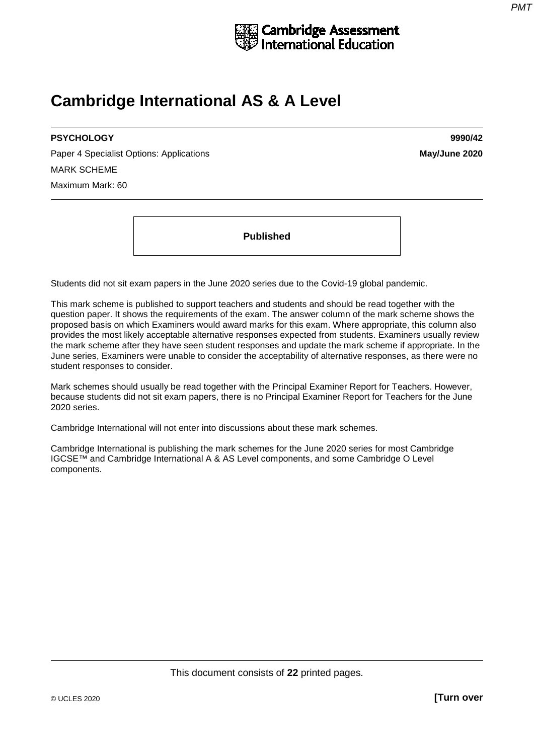Cambridge Assessment International Education

# Cambridge International AS & A Level

**PSYCHOLOGY** **9990/42**

Paper 4 Specialist Options: Applications **May/June 2020**

MARK SCHEME

Maximum Mark: 60

**Published**

Students did not sit exam papers in the June 2020 series due to the Covid-19 global pandemic.

This mark scheme is published to support teachers and students and should be read together with the question paper. It shows the requirements of the exam. The answer column of the mark scheme shows the proposed basis on which Examiners would award marks for this exam. Where appropriate, this column also provides the most likely acceptable alternative responses expected from students. Examiners usually review the mark scheme after they have seen student responses and update the mark scheme if appropriate. In the June series, Examiners were unable to consider the acceptability of alternative responses, as there were no student responses to consider.

Mark schemes should usually be read together with the Principal Examiner Report for Teachers. However, because students did not sit exam papers, there is no Principal Examiner Report for Teachers for the June 2020 series.

Cambridge International will not enter into discussions about these mark schemes.

Cambridge International is publishing the mark schemes for the June 2020 series for most Cambridge IGCSE™ and Cambridge International A & AS Level components, and some Cambridge O Level components.

This document consists of **22** printed pages.

© UCLES 2020 **[Turn over**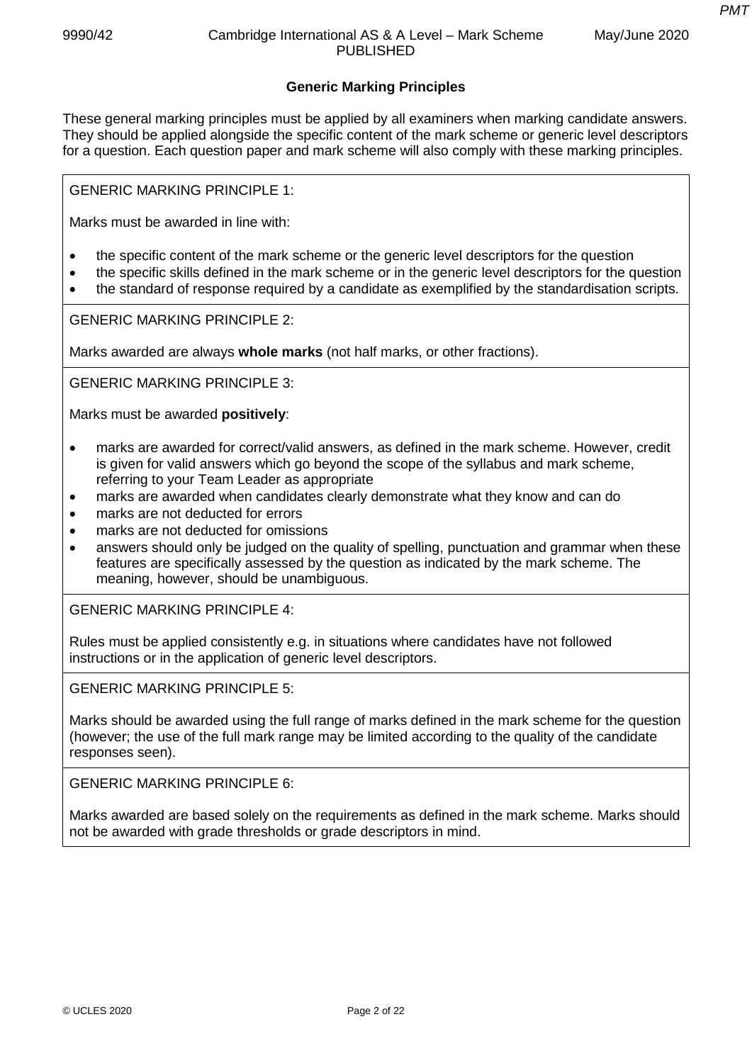## Generic Marking Principles

These general marking principles must be applied by all examiners when marking candidate answers. They should be applied alongside the specific content of the mark scheme or generic level descriptors for a question. Each question paper and mark scheme will also comply with these marking principles.

GENERIC MARKING PRINCIPLE 1:

Marks must be awarded in line with:

- the specific content of the mark scheme or the generic level descriptors for the question
- the specific skills defined in the mark scheme or in the generic level descriptors for the question
- the standard of response required by a candidate as exemplified by the standardisation scripts.

GENERIC MARKING PRINCIPLE 2:

Marks awarded are always **whole marks** (not half marks, or other fractions).

GENERIC MARKING PRINCIPLE 3:

Marks must be awarded **positively**:

- marks are awarded for correct/valid answers, as defined in the mark scheme. However, credit is given for valid answers which go beyond the scope of the syllabus and mark scheme, referring to your Team Leader as appropriate
- marks are awarded when candidates clearly demonstrate what they know and can do
- marks are not deducted for errors
- marks are not deducted for omissions
- answers should only be judged on the quality of spelling, punctuation and grammar when these features are specifically assessed by the question as indicated by the mark scheme. The meaning, however, should be unambiguous.

GENERIC MARKING PRINCIPLE 4:

Rules must be applied consistently e.g. in situations where candidates have not followed instructions or in the application of generic level descriptors.

GENERIC MARKING PRINCIPLE 5:

Marks should be awarded using the full range of marks defined in the mark scheme for the question (however; the use of the full mark range may be limited according to the quality of the candidate responses seen).

GENERIC MARKING PRINCIPLE 6:

Marks awarded are based solely on the requirements as defined in the mark scheme. Marks should not be awarded with grade thresholds or grade descriptors in mind.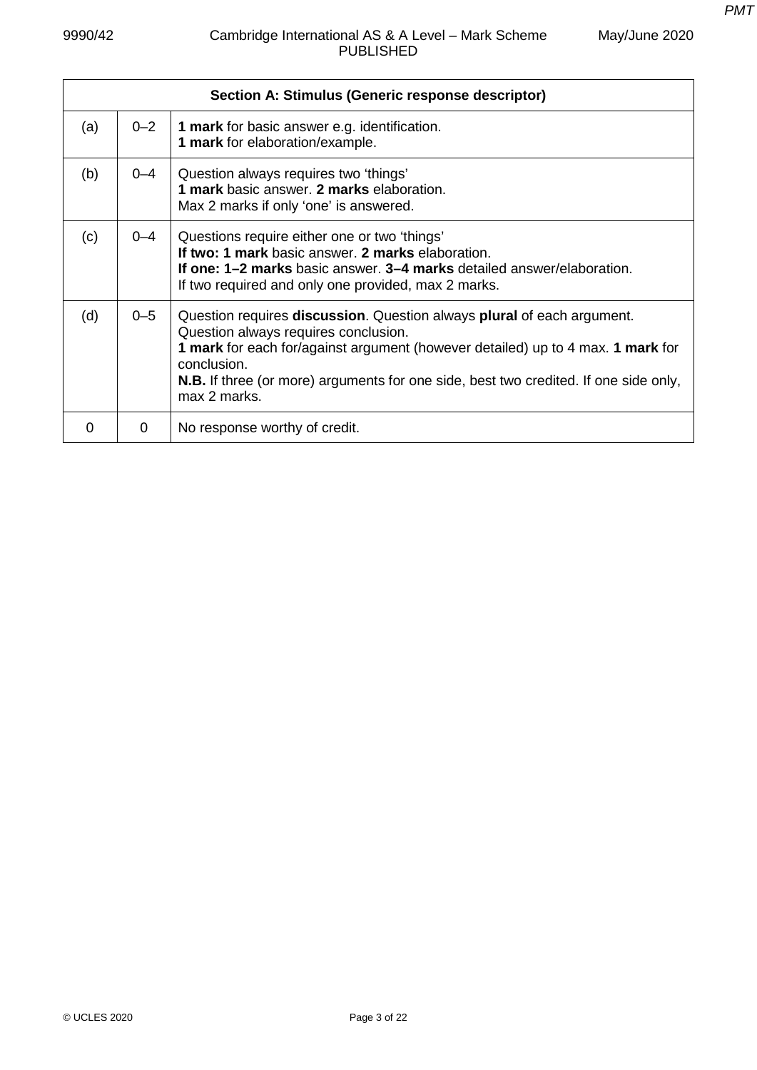| Section A: Stimulus (Generic response descriptor) | | |
|---|---|---|
| (a) | 0–2 | **1 mark** for basic answer e.g. identification.<br>**1 mark** for elaboration/example. |
| (b) | 0–4 | Question always requires two 'things'<br>**1 mark** basic answer. **2 marks** elaboration.<br>Max 2 marks if only 'one' is answered. |
| (c) | 0–4 | Questions require either one or two 'things'<br>**If two: 1 mark** basic answer. **2 marks** elaboration.<br>**If one: 1–2 marks** basic answer. **3–4 marks** detailed answer/elaboration.<br>If two required and only one provided, max 2 marks. |
| (d) | 0–5 | Question requires **discussion**. Question always **plural** of each argument.<br>Question always requires conclusion.<br>**1 mark** for each for/against argument (however detailed) up to 4 max. **1 mark** for conclusion.<br>**N.B.** If three (or more) arguments for one side, best two credited. If one side only, max 2 marks. |
| 0 | 0 | No response worthy of credit. |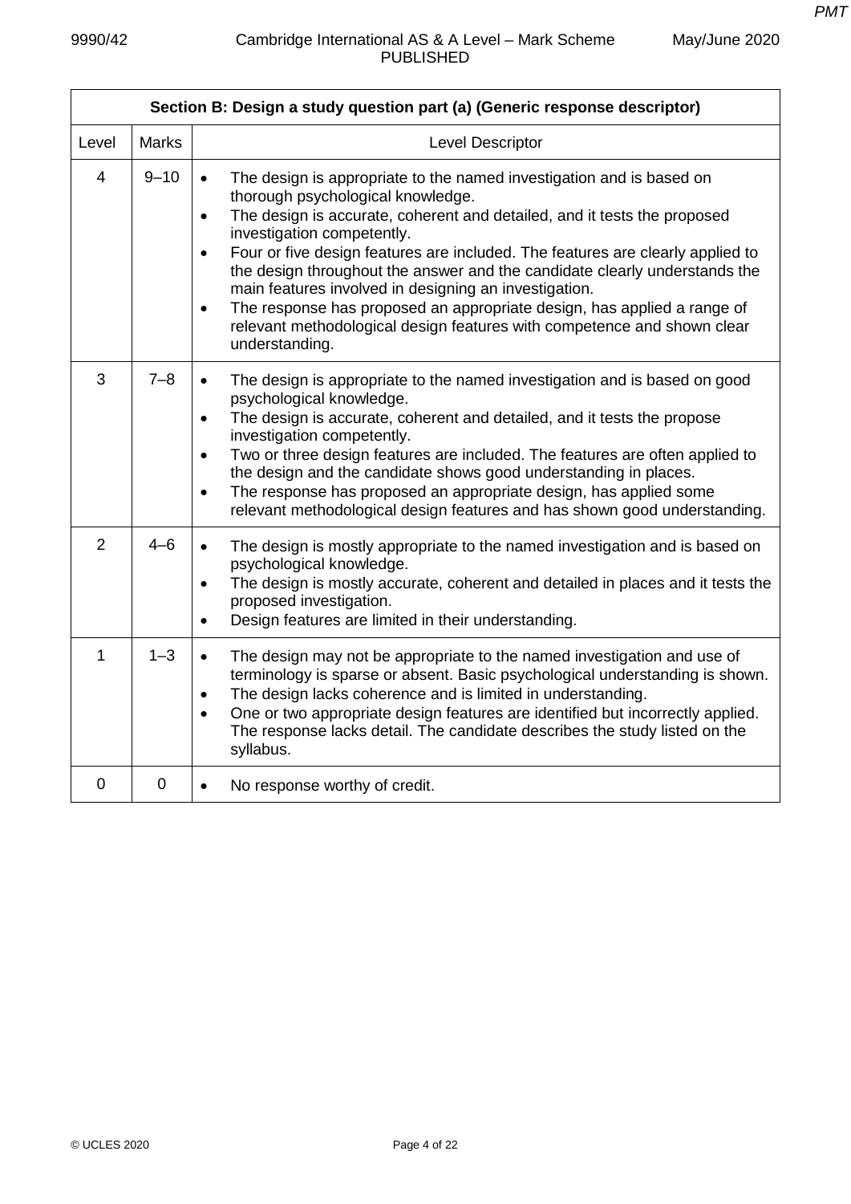| Section B: Design a study question part (a) (Generic response descriptor) | | |
|---|---|---|
| Level | Marks | Level Descriptor |
| 4 | 9–10 | • The design is appropriate to the named investigation and is based on thorough psychological knowledge.<br>• The design is accurate, coherent and detailed, and it tests the proposed investigation competently.<br>• Four or five design features are included. The features are clearly applied to the design throughout the answer and the candidate clearly understands the main features involved in designing an investigation.<br>• The response has proposed an appropriate design, has applied a range of relevant methodological design features with competence and shown clear understanding. |
| 3 | 7–8 | • The design is appropriate to the named investigation and is based on good psychological knowledge.<br>• The design is accurate, coherent and detailed, and it tests the propose investigation competently.<br>• Two or three design features are included. The features are often applied to the design and the candidate shows good understanding in places.<br>• The response has proposed an appropriate design, has applied some relevant methodological design features and has shown good understanding. |
| 2 | 4–6 | • The design is mostly appropriate to the named investigation and is based on psychological knowledge.<br>• The design is mostly accurate, coherent and detailed in places and it tests the proposed investigation.<br>• Design features are limited in their understanding. |
| 1 | 1–3 | • The design may not be appropriate to the named investigation and use of terminology is sparse or absent. Basic psychological understanding is shown.<br>• The design lacks coherence and is limited in understanding.<br>• One or two appropriate design features are identified but incorrectly applied. The response lacks detail. The candidate describes the study listed on the syllabus. |
| 0 | 0 | • No response worthy of credit. |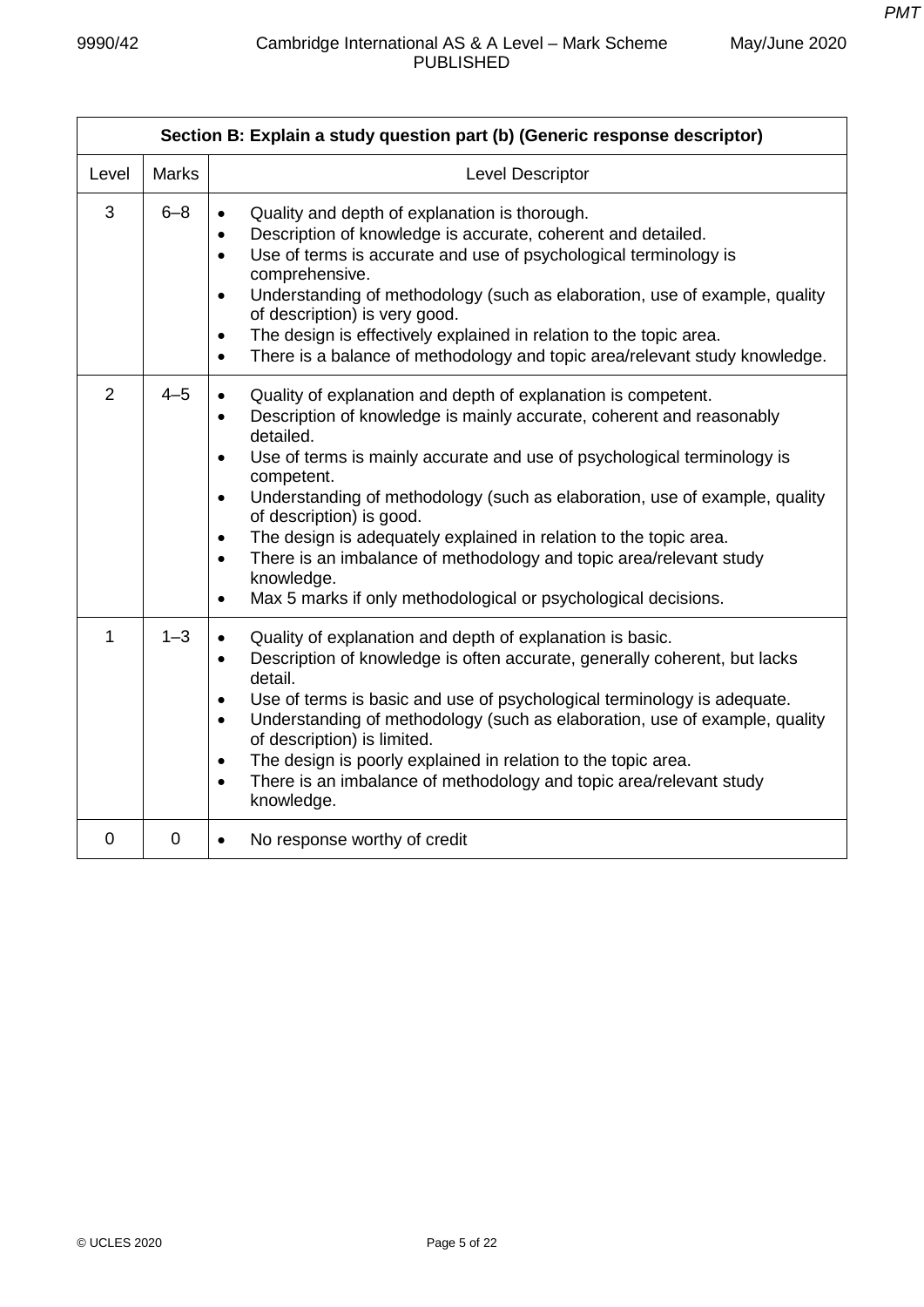| Section B: Explain a study question part (b) (Generic response descriptor) | | |
|---|---|---|
| Level | Marks | Level Descriptor |
| 3 | 6–8 | • Quality and depth of explanation is thorough.<br>• Description of knowledge is accurate, coherent and detailed.<br>• Use of terms is accurate and use of psychological terminology is comprehensive.<br>• Understanding of methodology (such as elaboration, use of example, quality of description) is very good.<br>• The design is effectively explained in relation to the topic area.<br>• There is a balance of methodology and topic area/relevant study knowledge. |
| 2 | 4–5 | • Quality of explanation and depth of explanation is competent.<br>• Description of knowledge is mainly accurate, coherent and reasonably detailed.<br>• Use of terms is mainly accurate and use of psychological terminology is competent.<br>• Understanding of methodology (such as elaboration, use of example, quality of description) is good.<br>• The design is adequately explained in relation to the topic area.<br>• There is an imbalance of methodology and topic area/relevant study knowledge.<br>• Max 5 marks if only methodological or psychological decisions. |
| 1 | 1–3 | • Quality of explanation and depth of explanation is basic.<br>• Description of knowledge is often accurate, generally coherent, but lacks detail.<br>• Use of terms is basic and use of psychological terminology is adequate.<br>• Understanding of methodology (such as elaboration, use of example, quality of description) is limited.<br>• The design is poorly explained in relation to the topic area.<br>• There is an imbalance of methodology and topic area/relevant study knowledge. |
| 0 | 0 | • No response worthy of credit |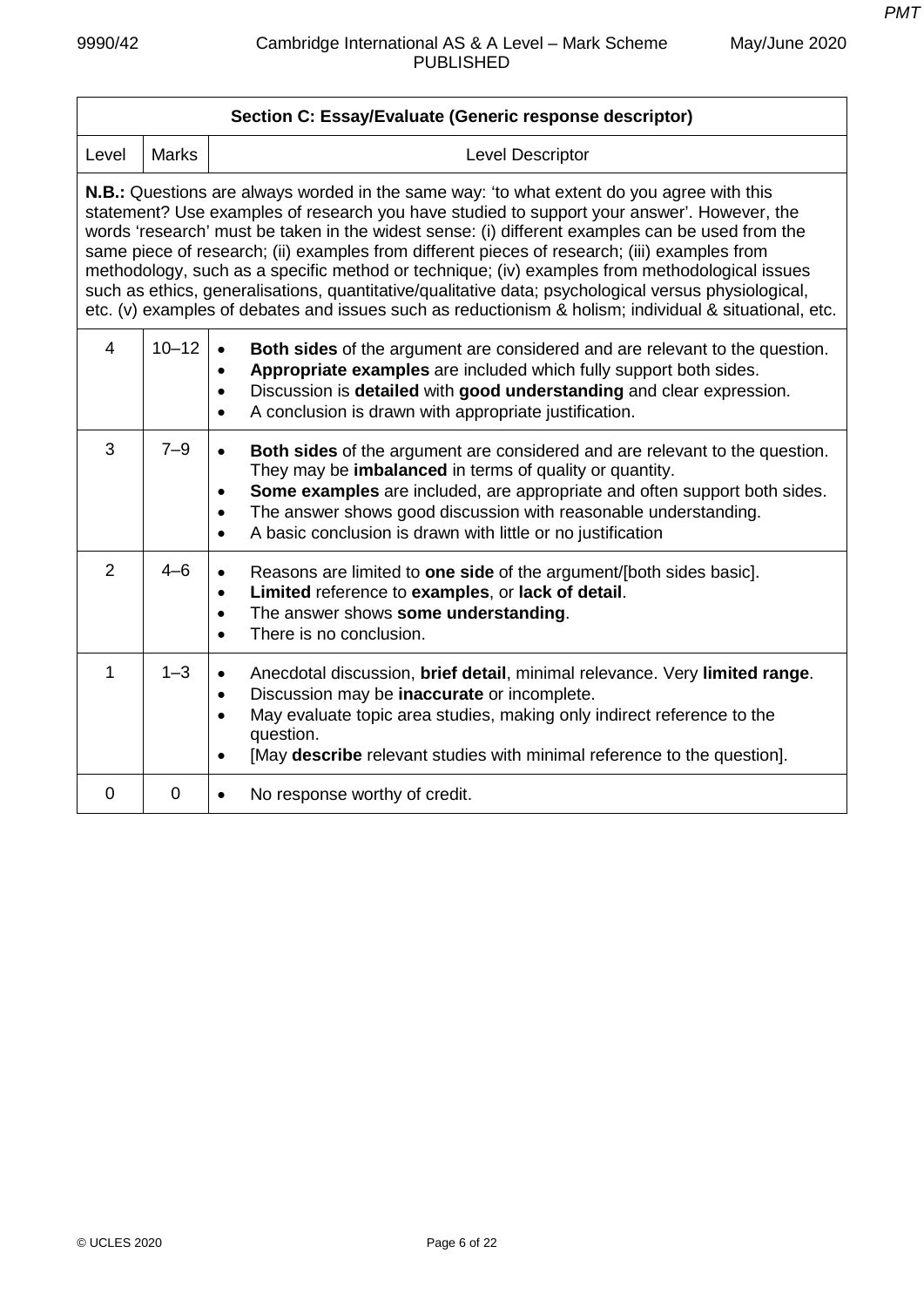| Section C: Essay/Evaluate (Generic response descriptor) | | |
|---|---|---|
| Level | Marks | Level Descriptor |
| **N.B.:** Questions are always worded in the same way: 'to what extent do you agree with this statement? Use examples of research you have studied to support your answer'. However, the words 'research' must be taken in the widest sense: (i) different examples can be used from the same piece of research; (ii) examples from different pieces of research; (iii) examples from methodology, such as a specific method or technique; (iv) examples from methodological issues such as ethics, generalisations, quantitative/qualitative data; psychological versus physiological, etc. (v) examples of debates and issues such as reductionism & holism; individual & situational, etc. | | |
| 4 | 10–12 | • **Both sides** of the argument are considered and are relevant to the question.<br>• **Appropriate examples** are included which fully support both sides.<br>• Discussion is **detailed** with **good understanding** and clear expression.<br>• A conclusion is drawn with appropriate justification. |
| 3 | 7–9 | • **Both sides** of the argument are considered and are relevant to the question. They may be **imbalanced** in terms of quality or quantity.<br>• **Some examples** are included, are appropriate and often support both sides.<br>• The answer shows good discussion with reasonable understanding.<br>• A basic conclusion is drawn with little or no justification |
| 2 | 4–6 | • Reasons are limited to **one side** of the argument/[both sides basic].<br>• **Limited** reference to **examples**, or **lack of detail**.<br>• The answer shows **some understanding**.<br>• There is no conclusion. |
| 1 | 1–3 | • Anecdotal discussion, **brief detail**, minimal relevance. Very **limited range**.<br>• Discussion may be **inaccurate** or incomplete.<br>• May evaluate topic area studies, making only indirect reference to the question.<br>• [May **describe** relevant studies with minimal reference to the question]. |
| 0 | 0 | • No response worthy of credit. |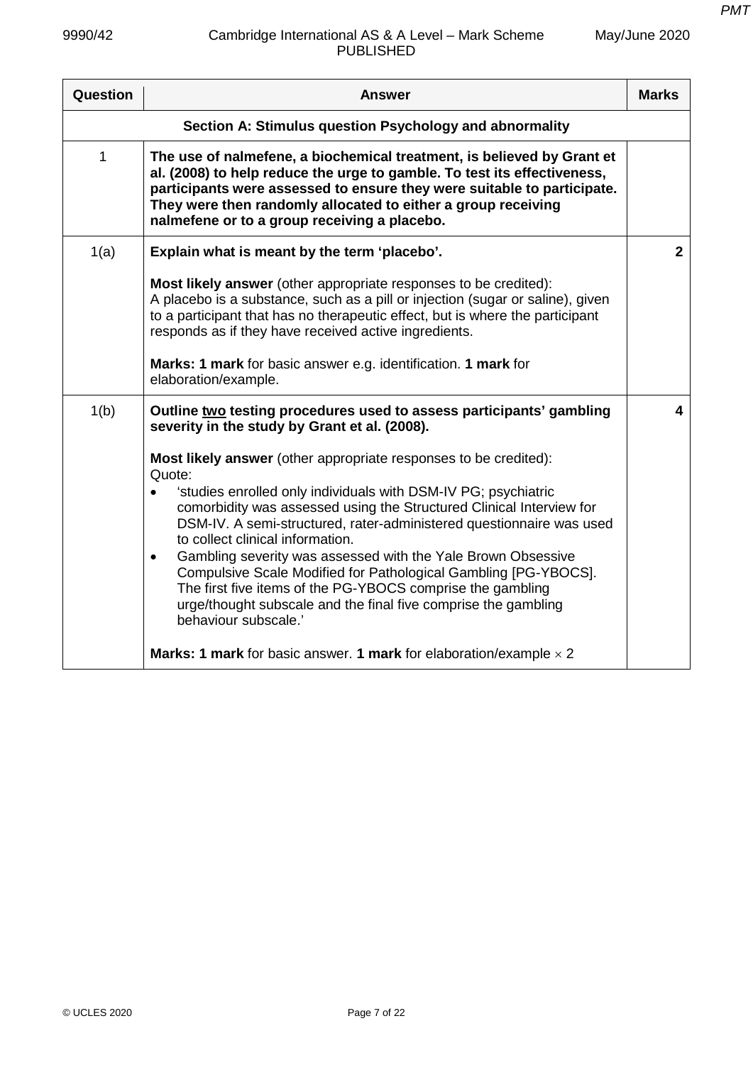| Question | Answer | Marks |
|---|---|---|
| | **Section A: Stimulus question Psychology and abnormality** | |
| 1 | **The use of nalmefene, a biochemical treatment, is believed by Grant et al. (2008) to help reduce the urge to gamble. To test its effectiveness, participants were assessed to ensure they were suitable to participate. They were then randomly allocated to either a group receiving nalmefene or to a group receiving a placebo.** | |
| 1(a) | **Explain what is meant by the term 'placebo'.**<br><br>**Most likely answer** (other appropriate responses to be credited):<br>A placebo is a substance, such as a pill or injection (sugar or saline), given to a participant that has no therapeutic effect, but is where the participant responds as if they have received active ingredients.<br><br>**Marks: 1 mark** for basic answer e.g. identification. **1 mark** for elaboration/example. | **2** |
| 1(b) | **Outline two testing procedures used to assess participants' gambling severity in the study by Grant et al. (2008).**<br><br>**Most likely answer** (other appropriate responses to be credited):<br>Quote:<br>• 'studies enrolled only individuals with DSM-IV PG; psychiatric comorbidity was assessed using the Structured Clinical Interview for DSM-IV. A semi-structured, rater-administered questionnaire was used to collect clinical information.<br>• Gambling severity was assessed with the Yale Brown Obsessive Compulsive Scale Modified for Pathological Gambling [PG-YBOCS]. The first five items of the PG-YBOCS comprise the gambling urge/thought subscale and the final five comprise the gambling behaviour subscale.'<br><br>**Marks: 1 mark** for basic answer. **1 mark** for elaboration/example $\times$ 2 | **4** |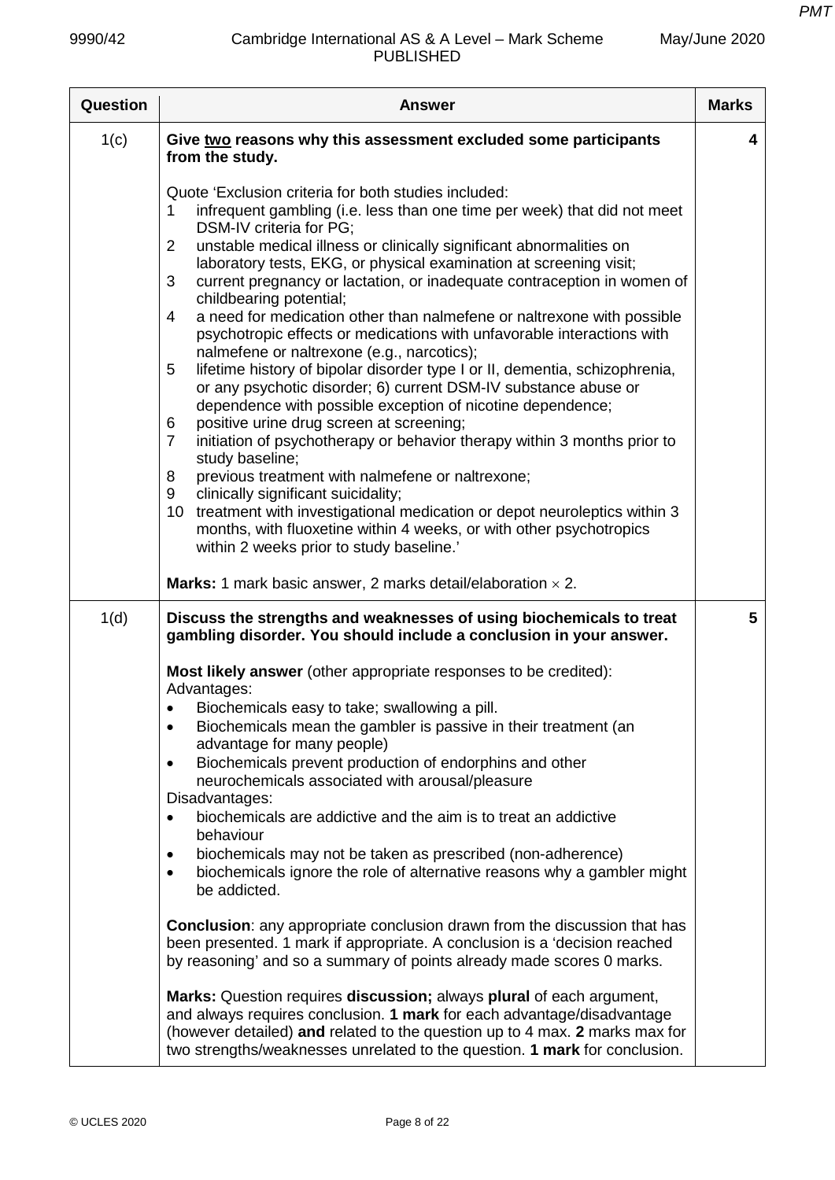| Question | Answer | Marks |
|---|---|---|
| 1(c) | **Give <u>two</u> reasons why this assessment excluded some participants from the study.**<br><br>Quote 'Exclusion criteria for both studies included:<br>1 infrequent gambling (i.e. less than one time per week) that did not meet DSM-IV criteria for PG;<br>2 unstable medical illness or clinically significant abnormalities on laboratory tests, EKG, or physical examination at screening visit;<br>3 current pregnancy or lactation, or inadequate contraception in women of childbearing potential;<br>4 a need for medication other than nalmefene or naltrexone with possible psychotropic effects or medications with unfavorable interactions with nalmefene or naltrexone (e.g., narcotics);<br>5 lifetime history of bipolar disorder type I or II, dementia, schizophrenia, or any psychotic disorder; 6) current DSM-IV substance abuse or dependence with possible exception of nicotine dependence;<br>6 positive urine drug screen at screening;<br>7 initiation of psychotherapy or behavior therapy within 3 months prior to study baseline;<br>8 previous treatment with nalmefene or naltrexone;<br>9 clinically significant suicidality;<br>10 treatment with investigational medication or depot neuroleptics within 3 months, with fluoxetine within 4 weeks, or with other psychotropics within 2 weeks prior to study baseline.'<br><br>**Marks:** 1 mark basic answer, 2 marks detail/elaboration × 2. | 4 |
| 1(d) | **Discuss the strengths and weaknesses of using biochemicals to treat gambling disorder. You should include a conclusion in your answer.**<br><br>**Most likely answer** (other appropriate responses to be credited):<br>Advantages:<br>• Biochemicals easy to take; swallowing a pill.<br>• Biochemicals mean the gambler is passive in their treatment (an advantage for many people)<br>• Biochemicals prevent production of endorphins and other neurochemicals associated with arousal/pleasure<br>Disadvantages:<br>• biochemicals are addictive and the aim is to treat an addictive behaviour<br>• biochemicals may not be taken as prescribed (non-adherence)<br>• biochemicals ignore the role of alternative reasons why a gambler might be addicted.<br><br>**Conclusion**: any appropriate conclusion drawn from the discussion that has been presented. 1 mark if appropriate. A conclusion is a 'decision reached by reasoning' and so a summary of points already made scores 0 marks.<br><br>**Marks:** Question requires **discussion;** always **plural** of each argument, and always requires conclusion. **1 mark** for each advantage/disadvantage (however detailed) **and** related to the question up to 4 max. **2** marks max for two strengths/weaknesses unrelated to the question. **1 mark** for conclusion. | 5 |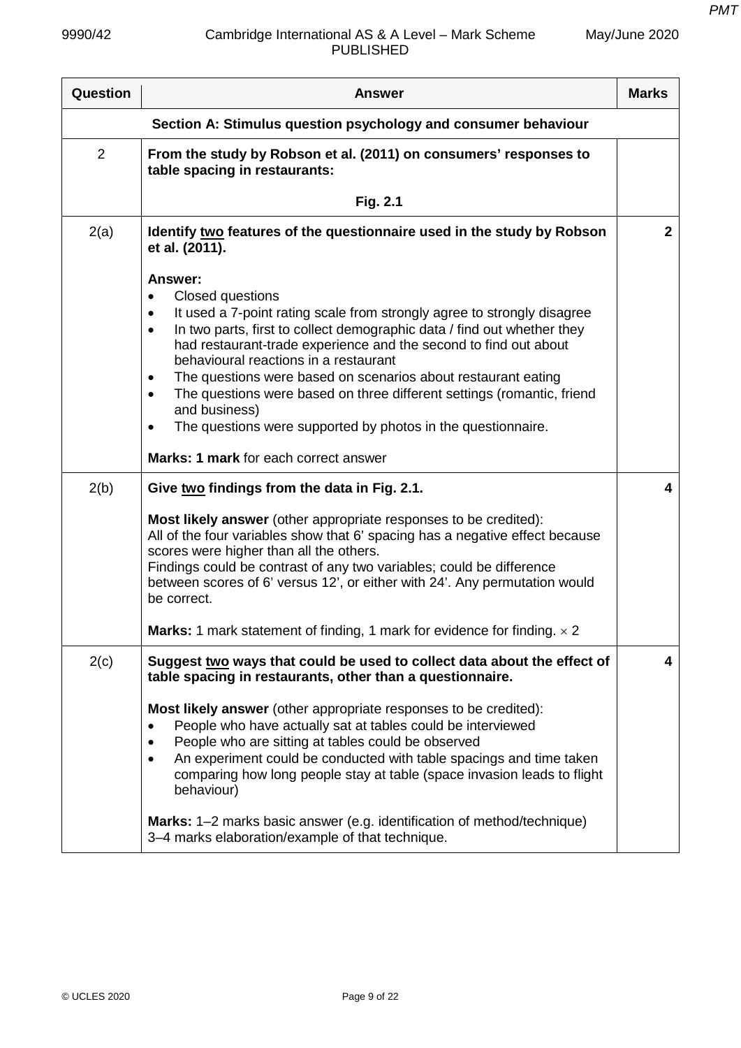| Question | Answer | Marks |
|---|---|---|
| | **Section A: Stimulus question psychology and consumer behaviour** | |
| 2 | **From the study by Robson et al. (2011) on consumers' responses to table spacing in restaurants:**<br><br>**Fig. 2.1** | |
| 2(a) | **Identify two features of the questionnaire used in the study by Robson et al. (2011).**<br><br>**Answer:**<br>• Closed questions<br>• It used a 7-point rating scale from strongly agree to strongly disagree<br>• In two parts, first to collect demographic data / find out whether they had restaurant-trade experience and the second to find out about behavioural reactions in a restaurant<br>• The questions were based on scenarios about restaurant eating<br>• The questions were based on three different settings (romantic, friend and business)<br>• The questions were supported by photos in the questionnaire.<br><br>**Marks: 1 mark** for each correct answer | **2** |
| 2(b) | **Give two findings from the data in Fig. 2.1.**<br><br>**Most likely answer** (other appropriate responses to be credited):<br>All of the four variables show that 6' spacing has a negative effect because scores were higher than all the others.<br>Findings could be contrast of any two variables; could be difference between scores of 6' versus 12', or either with 24'. Any permutation would be correct.<br><br>**Marks:** 1 mark statement of finding, 1 mark for evidence for finding. $\times$ 2 | **4** |
| 2(c) | **Suggest two ways that could be used to collect data about the effect of table spacing in restaurants, other than a questionnaire.**<br><br>**Most likely answer** (other appropriate responses to be credited):<br>• People who have actually sat at tables could be interviewed<br>• People who are sitting at tables could be observed<br>• An experiment could be conducted with table spacings and time taken comparing how long people stay at table (space invasion leads to flight behaviour)<br><br>**Marks:** 1–2 marks basic answer (e.g. identification of method/technique)<br>3–4 marks elaboration/example of that technique. | **4** |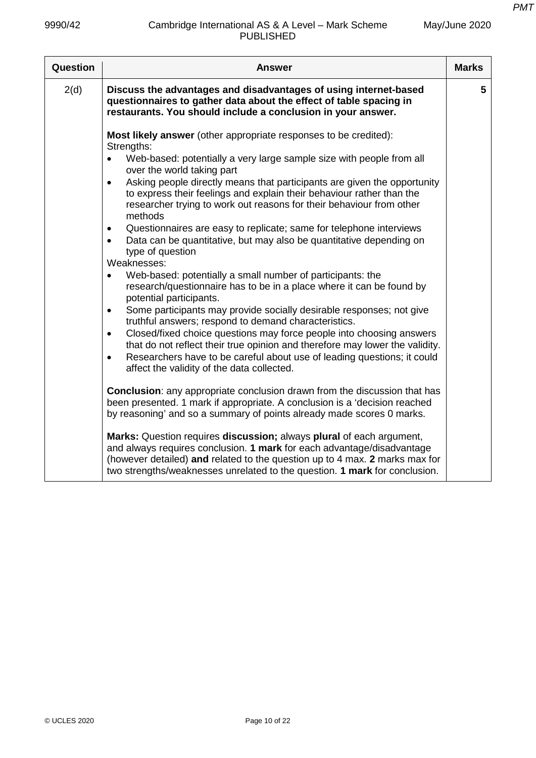| Question | Answer | Marks |
|---|---|---|
| 2(d) | **Discuss the advantages and disadvantages of using internet-based questionnaires to gather data about the effect of table spacing in restaurants. You should include a conclusion in your answer.**<br><br>**Most likely answer** (other appropriate responses to be credited):<br>Strengths:<br>• Web-based: potentially a very large sample size with people from all over the world taking part<br>• Asking people directly means that participants are given the opportunity to express their feelings and explain their behaviour rather than the researcher trying to work out reasons for their behaviour from other methods<br>• Questionnaires are easy to replicate; same for telephone interviews<br>• Data can be quantitative, but may also be quantitative depending on type of question<br>Weaknesses:<br>• Web-based: potentially a small number of participants: the research/questionnaire has to be in a place where it can be found by potential participants.<br>• Some participants may provide socially desirable responses; not give truthful answers; respond to demand characteristics.<br>• Closed/fixed choice questions may force people into choosing answers that do not reflect their true opinion and therefore may lower the validity.<br>• Researchers have to be careful about use of leading questions; it could affect the validity of the data collected.<br><br>**Conclusion**: any appropriate conclusion drawn from the discussion that has been presented. 1 mark if appropriate. A conclusion is a 'decision reached by reasoning' and so a summary of points already made scores 0 marks.<br><br>**Marks:** Question requires **discussion;** always **plural** of each argument, and always requires conclusion. **1 mark** for each advantage/disadvantage (however detailed) **and** related to the question up to 4 max. **2** marks max for two strengths/weaknesses unrelated to the question. **1 mark** for conclusion. | 5 |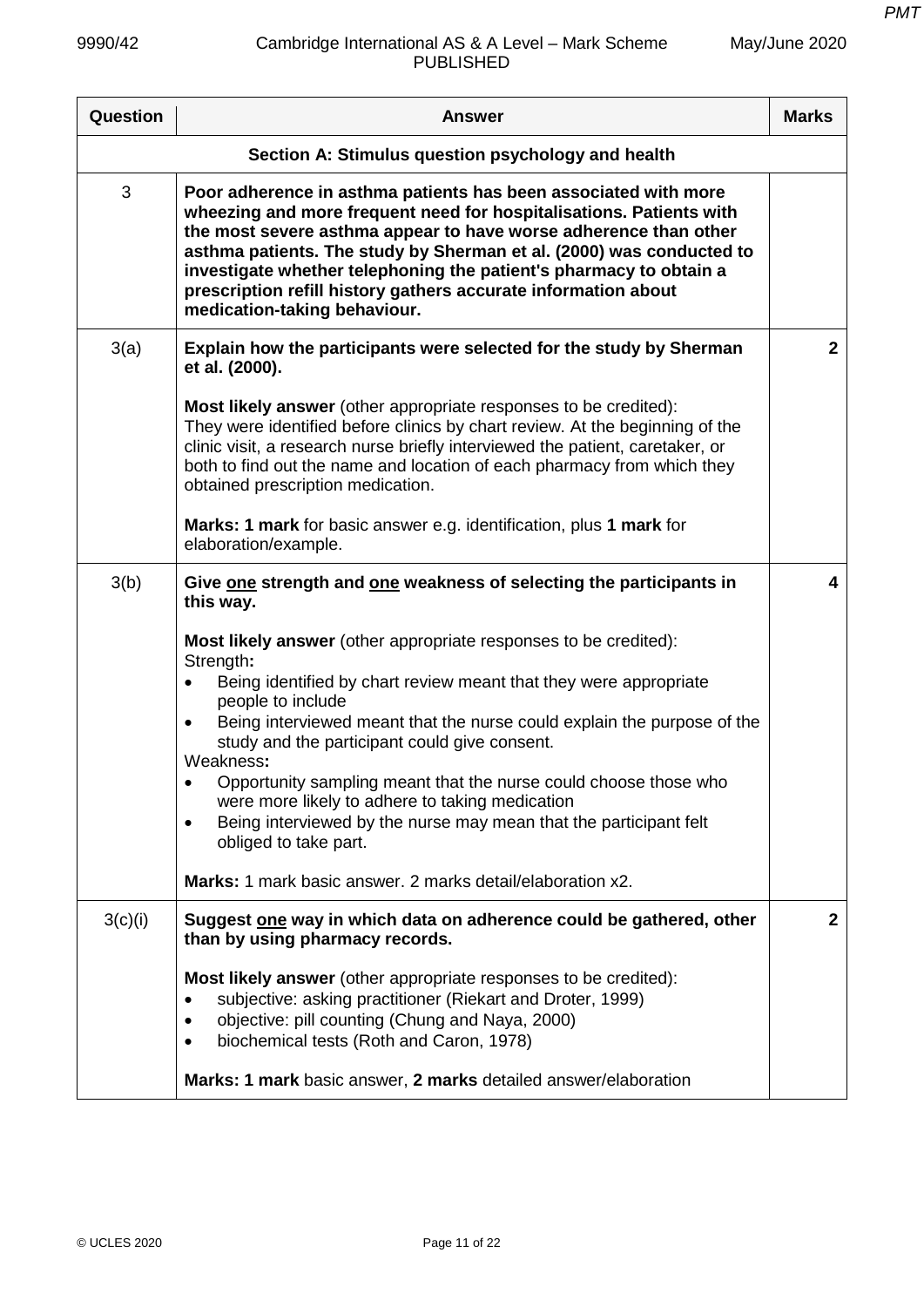| Question | Answer | Marks |
|---|---|---|
| | **Section A: Stimulus question psychology and health** | |
| 3 | **Poor adherence in asthma patients has been associated with more wheezing and more frequent need for hospitalisations. Patients with the most severe asthma appear to have worse adherence than other asthma patients. The study by Sherman et al. (2000) was conducted to investigate whether telephoning the patient's pharmacy to obtain a prescription refill history gathers accurate information about medication-taking behaviour.** | |
| 3(a) | **Explain how the participants were selected for the study by Sherman et al. (2000).**<br><br>**Most likely answer** (other appropriate responses to be credited):<br>They were identified before clinics by chart review. At the beginning of the clinic visit, a research nurse briefly interviewed the patient, caretaker, or both to find out the name and location of each pharmacy from which they obtained prescription medication.<br><br>**Marks: 1 mark** for basic answer e.g. identification, plus **1 mark** for elaboration/example. | **2** |
| 3(b) | **Give one strength and one weakness of selecting the participants in this way.**<br><br>**Most likely answer** (other appropriate responses to be credited):<br>Strength**:**<br>• Being identified by chart review meant that they were appropriate people to include<br>• Being interviewed meant that the nurse could explain the purpose of the study and the participant could give consent.<br>Weakness**:**<br>• Opportunity sampling meant that the nurse could choose those who were more likely to adhere to taking medication<br>• Being interviewed by the nurse may mean that the participant felt obliged to take part.<br><br>**Marks:** 1 mark basic answer. 2 marks detail/elaboration x2. | **4** |
| 3(c)(i) | **Suggest one way in which data on adherence could be gathered, other than by using pharmacy records.**<br><br>**Most likely answer** (other appropriate responses to be credited):<br>• subjective: asking practitioner (Riekart and Droter, 1999)<br>• objective: pill counting (Chung and Naya, 2000)<br>• biochemical tests (Roth and Caron, 1978)<br><br>**Marks: 1 mark** basic answer, **2 marks** detailed answer/elaboration | **2** |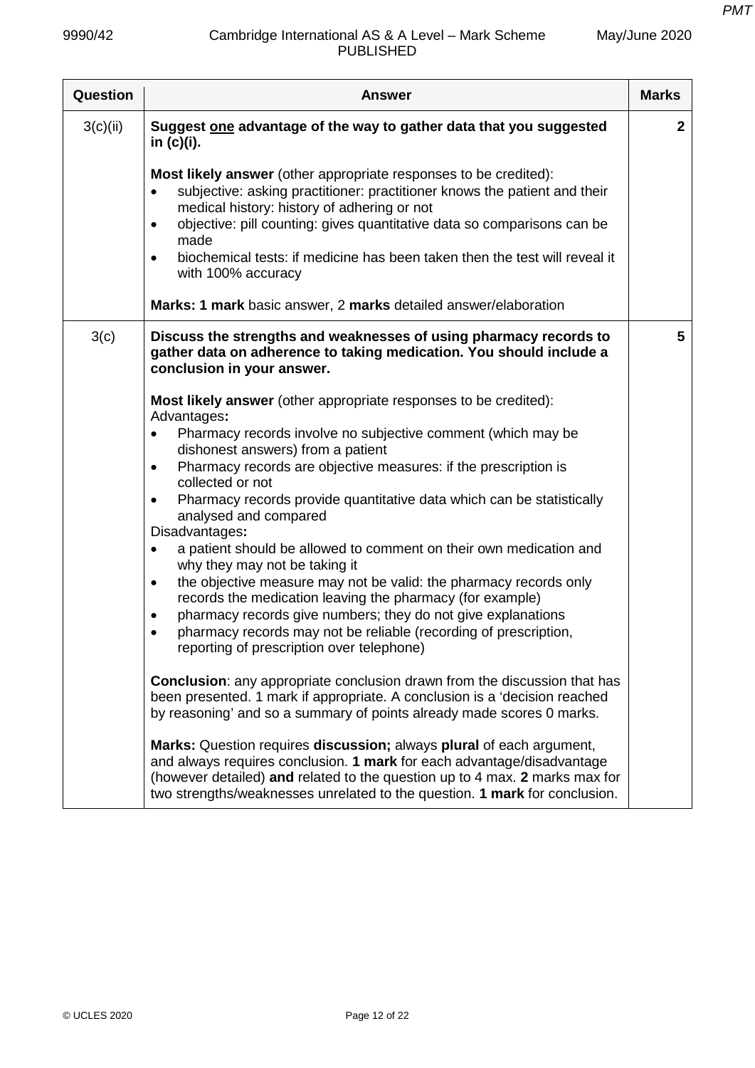| Question | Answer | Marks |
|---|---|---|
| 3(c)(ii) | **Suggest one advantage of the way to gather data that you suggested in (c)(i).**<br><br>**Most likely answer** (other appropriate responses to be credited):<br>• subjective: asking practitioner: practitioner knows the patient and their medical history: history of adhering or not<br>• objective: pill counting: gives quantitative data so comparisons can be made<br>• biochemical tests: if medicine has been taken then the test will reveal it with 100% accuracy<br><br>**Marks: 1 mark** basic answer, 2 **marks** detailed answer/elaboration | **2** |
| 3(c) | **Discuss the strengths and weaknesses of using pharmacy records to gather data on adherence to taking medication. You should include a conclusion in your answer.**<br><br>**Most likely answer** (other appropriate responses to be credited):<br>Advantages**:**<br>• Pharmacy records involve no subjective comment (which may be dishonest answers) from a patient<br>• Pharmacy records are objective measures: if the prescription is collected or not<br>• Pharmacy records provide quantitative data which can be statistically analysed and compared<br>Disadvantages**:**<br>• a patient should be allowed to comment on their own medication and why they may not be taking it<br>• the objective measure may not be valid: the pharmacy records only records the medication leaving the pharmacy (for example)<br>• pharmacy records give numbers; they do not give explanations<br>• pharmacy records may not be reliable (recording of prescription, reporting of prescription over telephone)<br><br>**Conclusion**: any appropriate conclusion drawn from the discussion that has been presented. 1 mark if appropriate. A conclusion is a 'decision reached by reasoning' and so a summary of points already made scores 0 marks.<br><br>**Marks:** Question requires **discussion;** always **plural** of each argument, and always requires conclusion. **1 mark** for each advantage/disadvantage (however detailed) **and** related to the question up to 4 max. **2** marks max for two strengths/weaknesses unrelated to the question. **1 mark** for conclusion. | **5** |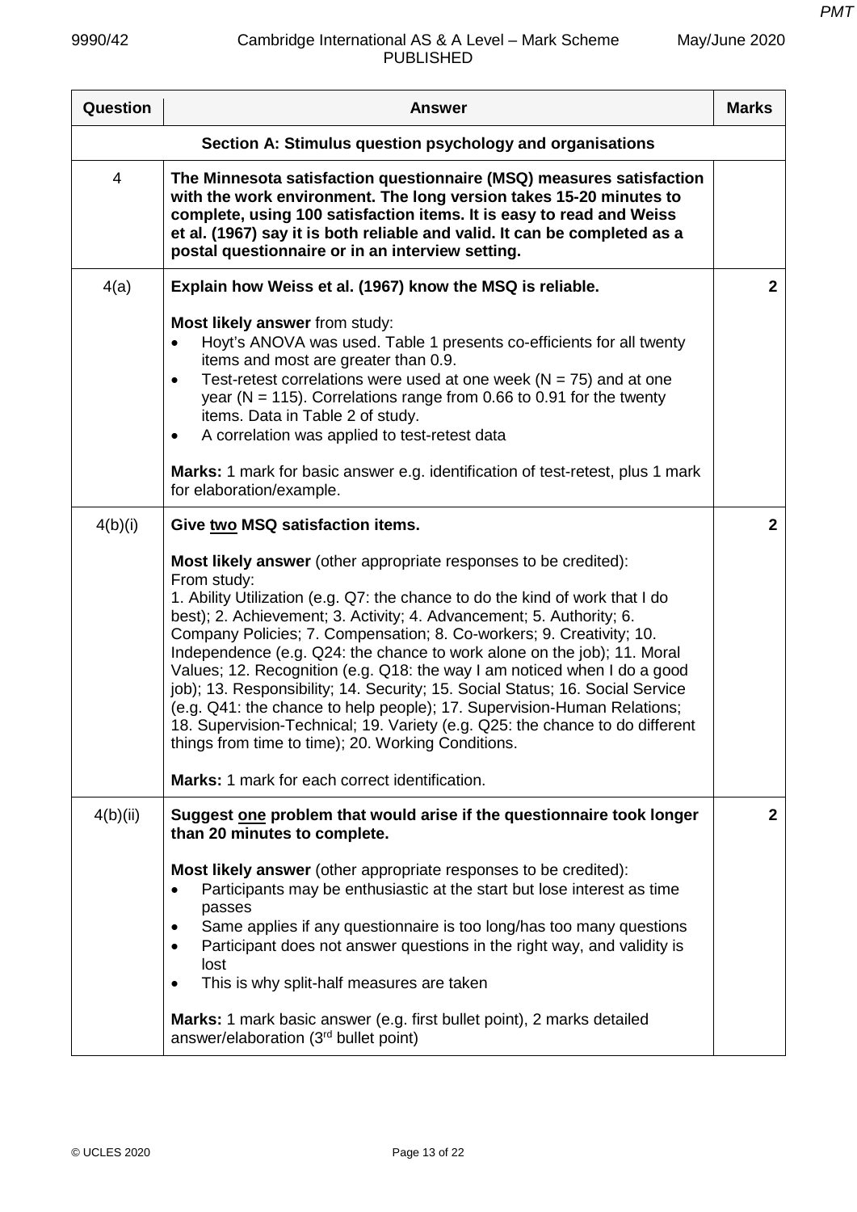| Question | Answer | Marks |
|---|---|---|
| | **Section A: Stimulus question psychology and organisations** | |
| 4 | **The Minnesota satisfaction questionnaire (MSQ) measures satisfaction with the work environment. The long version takes 15-20 minutes to complete, using 100 satisfaction items. It is easy to read and Weiss et al. (1967) say it is both reliable and valid. It can be completed as a postal questionnaire or in an interview setting.** | |
| 4(a) | **Explain how Weiss et al. (1967) know the MSQ is reliable.**<br><br>**Most likely answer** from study:<br>• Hoyt's ANOVA was used. Table 1 presents co-efficients for all twenty items and most are greater than 0.9.<br>• Test-retest correlations were used at one week (N = 75) and at one year (N = 115). Correlations range from 0.66 to 0.91 for the twenty items. Data in Table 2 of study.<br>• A correlation was applied to test-retest data<br><br>**Marks:** 1 mark for basic answer e.g. identification of test-retest, plus 1 mark for elaboration/example. | **2** |
| 4(b)(i) | **Give two MSQ satisfaction items.**<br><br>**Most likely answer** (other appropriate responses to be credited):<br>From study:<br>1. Ability Utilization (e.g. Q7: the chance to do the kind of work that I do best); 2. Achievement; 3. Activity; 4. Advancement; 5. Authority; 6. Company Policies; 7. Compensation; 8. Co-workers; 9. Creativity; 10. Independence (e.g. Q24: the chance to work alone on the job); 11. Moral Values; 12. Recognition (e.g. Q18: the way I am noticed when I do a good job); 13. Responsibility; 14. Security; 15. Social Status; 16. Social Service (e.g. Q41: the chance to help people); 17. Supervision-Human Relations; 18. Supervision-Technical; 19. Variety (e.g. Q25: the chance to do different things from time to time); 20. Working Conditions.<br><br>**Marks:** 1 mark for each correct identification. | **2** |
| 4(b)(ii) | **Suggest one problem that would arise if the questionnaire took longer than 20 minutes to complete.**<br><br>**Most likely answer** (other appropriate responses to be credited):<br>• Participants may be enthusiastic at the start but lose interest as time passes<br>• Same applies if any questionnaire is too long/has too many questions<br>• Participant does not answer questions in the right way, and validity is lost<br>• This is why split-half measures are taken<br><br>**Marks:** 1 mark basic answer (e.g. first bullet point), 2 marks detailed answer/elaboration (3rd bullet point) | **2** |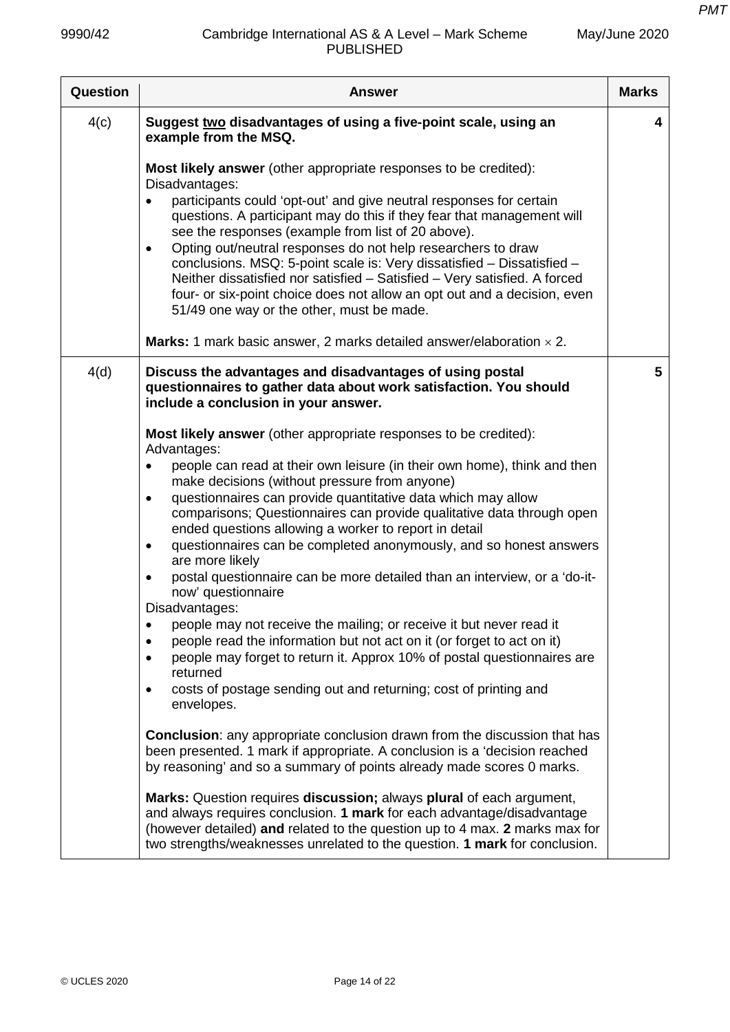| Question | Answer | Marks |
|---|---|---|
| 4(c) | **Suggest <u>two</u> disadvantages of using a five-point scale, using an example from the MSQ.**<br><br>**Most likely answer** (other appropriate responses to be credited):<br>Disadvantages:<br>• participants could 'opt-out' and give neutral responses for certain questions. A participant may do this if they fear that management will see the responses (example from list of 20 above).<br>• Opting out/neutral responses do not help researchers to draw conclusions. MSQ: 5-point scale is: Very dissatisfied – Dissatisfied – Neither dissatisfied nor satisfied – Satisfied – Very satisfied. A forced four- or six-point choice does not allow an opt out and a decision, even 51/49 one way or the other, must be made.<br><br>**Marks:** 1 mark basic answer, 2 marks detailed answer/elaboration × 2. | 4 |
| 4(d) | **Discuss the advantages and disadvantages of using postal questionnaires to gather data about work satisfaction. You should include a conclusion in your answer.**<br><br>**Most likely answer** (other appropriate responses to be credited):<br>Advantages:<br>• people can read at their own leisure (in their own home), think and then make decisions (without pressure from anyone)<br>• questionnaires can provide quantitative data which may allow comparisons; Questionnaires can provide qualitative data through open ended questions allowing a worker to report in detail<br>• questionnaires can be completed anonymously, and so honest answers are more likely<br>• postal questionnaire can be more detailed than an interview, or a 'do-it-now' questionnaire<br>Disadvantages:<br>• people may not receive the mailing; or receive it but never read it<br>• people read the information but not act on it (or forget to act on it)<br>• people may forget to return it. Approx 10% of postal questionnaires are returned<br>• costs of postage sending out and returning; cost of printing and envelopes.<br><br>**Conclusion**: any appropriate conclusion drawn from the discussion that has been presented. 1 mark if appropriate. A conclusion is a 'decision reached by reasoning' and so a summary of points already made scores 0 marks.<br><br>**Marks:** Question requires **discussion;** always **plural** of each argument, and always requires conclusion. **1 mark** for each advantage/disadvantage (however detailed) **and** related to the question up to 4 max. **2** marks max for two strengths/weaknesses unrelated to the question. **1 mark** for conclusion. | 5 |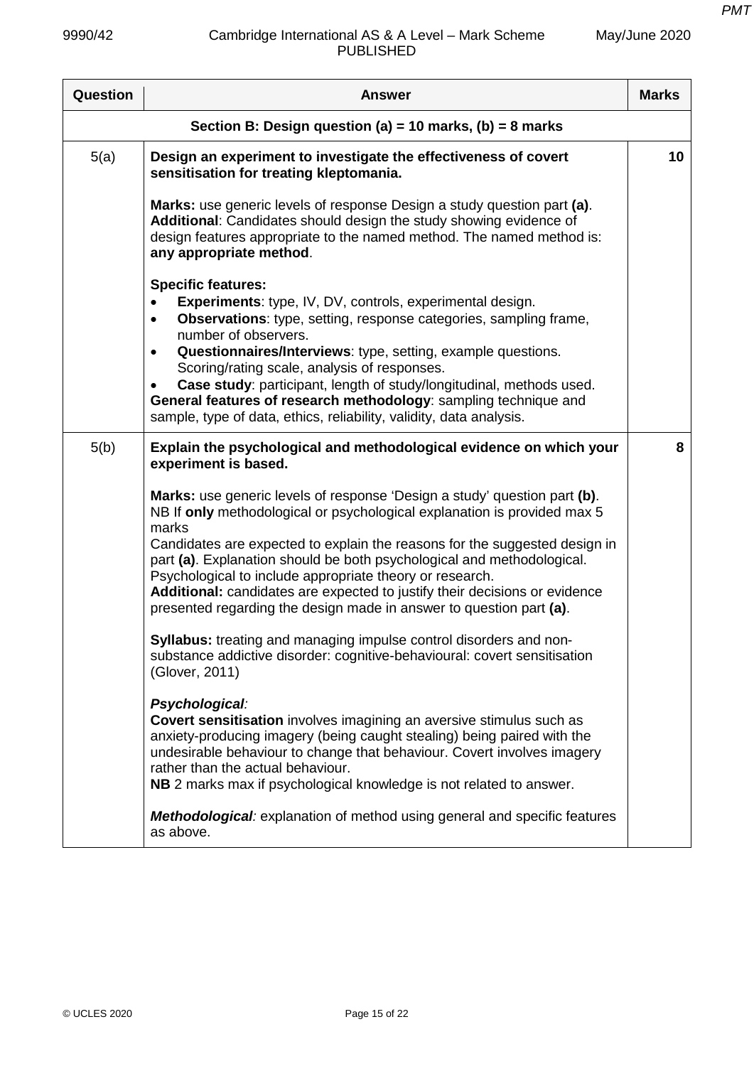| Question | Answer | Marks |
|---|---|---|
| **Section B: Design question (a) = 10 marks, (b) = 8 marks** | | |
| 5(a) | **Design an experiment to investigate the effectiveness of covert sensitisation for treating kleptomania.**<br><br>**Marks:** use generic levels of response Design a study question part **(a)**. **Additional**: Candidates should design the study showing evidence of design features appropriate to the named method. The named method is: **any appropriate method**.<br><br>**Specific features:**<br>• **Experiments**: type, IV, DV, controls, experimental design.<br>• **Observations**: type, setting, response categories, sampling frame, number of observers.<br>• **Questionnaires/Interviews**: type, setting, example questions. Scoring/rating scale, analysis of responses.<br>• **Case study**: participant, length of study/longitudinal, methods used.<br>**General features of research methodology**: sampling technique and sample, type of data, ethics, reliability, validity, data analysis. | 10 |
| 5(b) | **Explain the psychological and methodological evidence on which your experiment is based.**<br><br>**Marks:** use generic levels of response 'Design a study' question part **(b)**. NB If **only** methodological or psychological explanation is provided max 5 marks<br>Candidates are expected to explain the reasons for the suggested design in part **(a)**. Explanation should be both psychological and methodological. Psychological to include appropriate theory or research.<br>**Additional:** candidates are expected to justify their decisions or evidence presented regarding the design made in answer to question part **(a)**.<br><br>**Syllabus:** treating and managing impulse control disorders and non-substance addictive disorder: cognitive-behavioural: covert sensitisation (Glover, 2011)<br><br>***Psychological**:*<br>**Covert sensitisation** involves imagining an aversive stimulus such as anxiety-producing imagery (being caught stealing) being paired with the undesirable behaviour to change that behaviour. Covert involves imagery rather than the actual behaviour.<br>**NB** 2 marks max if psychological knowledge is not related to answer.<br><br>***Methodological**:* explanation of method using general and specific features as above. | 8 |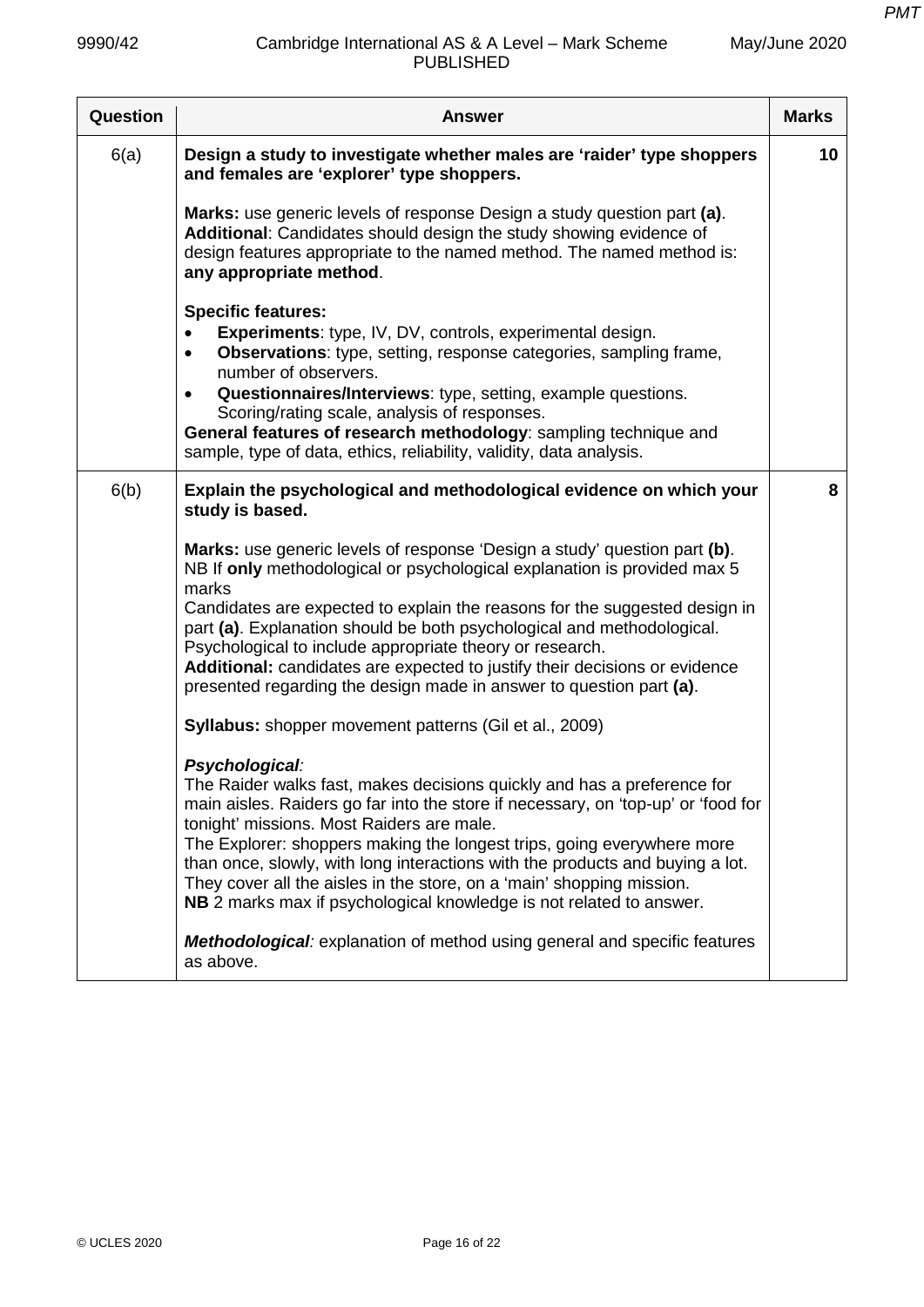| Question | Answer | Marks |
|---|---|---|
| 6(a) | **Design a study to investigate whether males are 'raider' type shoppers and females are 'explorer' type shoppers.**<br><br>**Marks:** use generic levels of response Design a study question part **(a)**.<br>**Additional**: Candidates should design the study showing evidence of design features appropriate to the named method. The named method is: **any appropriate method**.<br><br>**Specific features:**<br>• **Experiments**: type, IV, DV, controls, experimental design.<br>• **Observations**: type, setting, response categories, sampling frame, number of observers.<br>• **Questionnaires/Interviews**: type, setting, example questions. Scoring/rating scale, analysis of responses.<br>**General features of research methodology**: sampling technique and sample, type of data, ethics, reliability, validity, data analysis. | 10 |
| 6(b) | **Explain the psychological and methodological evidence on which your study is based.**<br><br>**Marks:** use generic levels of response 'Design a study' question part **(b)**.<br>NB If **only** methodological or psychological explanation is provided max 5 marks<br>Candidates are expected to explain the reasons for the suggested design in part **(a)**. Explanation should be both psychological and methodological. Psychological to include appropriate theory or research.<br>**Additional:** candidates are expected to justify their decisions or evidence presented regarding the design made in answer to question part **(a)**.<br><br>**Syllabus:** shopper movement patterns (Gil et al., 2009)<br><br>***Psychological:***<br>The Raider walks fast, makes decisions quickly and has a preference for main aisles. Raiders go far into the store if necessary, on 'top-up' or 'food for tonight' missions. Most Raiders are male.<br>The Explorer: shoppers making the longest trips, going everywhere more than once, slowly, with long interactions with the products and buying a lot. They cover all the aisles in the store, on a 'main' shopping mission.<br>**NB** 2 marks max if psychological knowledge is not related to answer.<br><br>***Methodological:*** explanation of method using general and specific features as above. | 8 |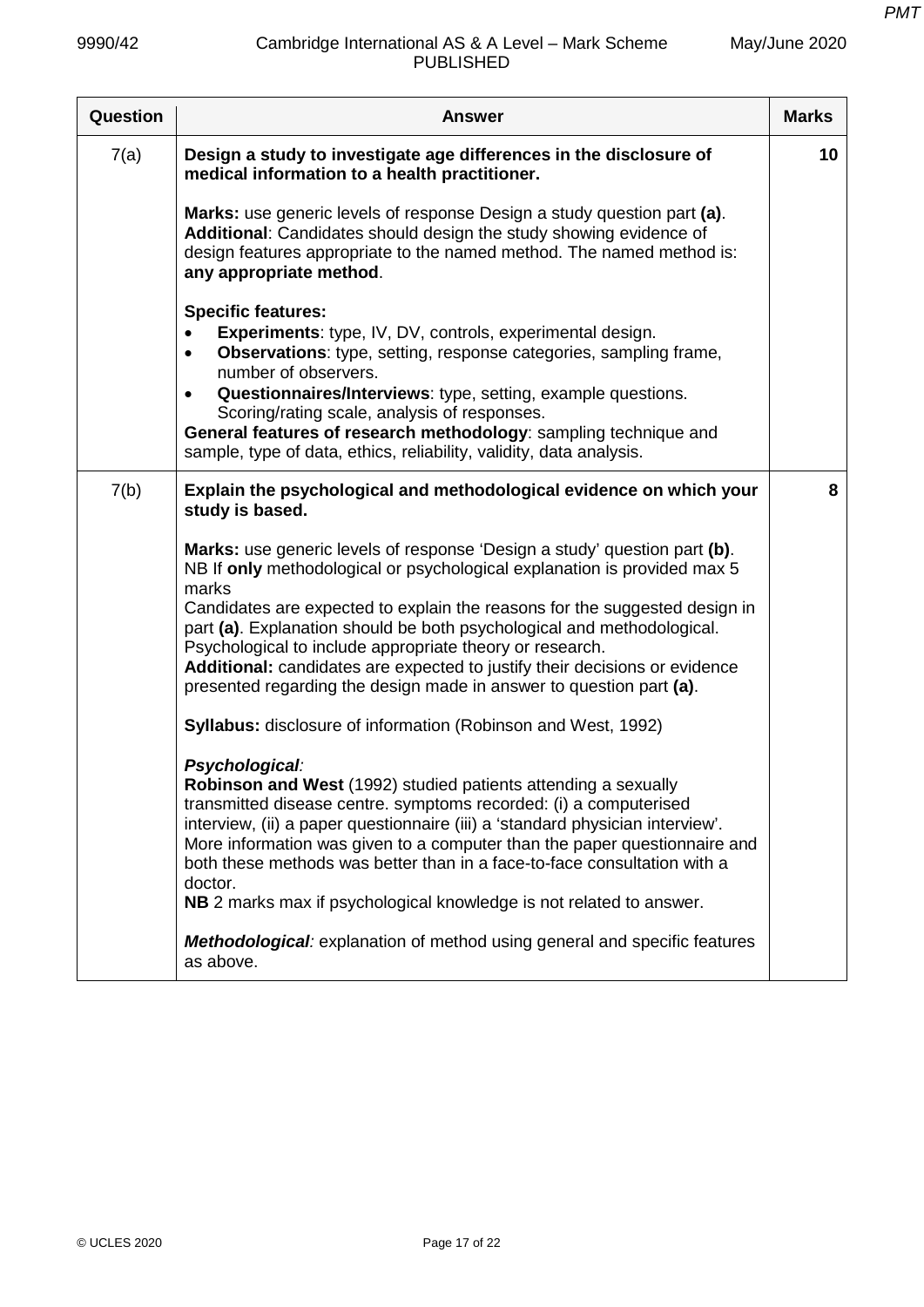| Question | Answer | Marks |
|---|---|---|
| 7(a) | **Design a study to investigate age differences in the disclosure of medical information to a health practitioner.**<br><br>**Marks:** use generic levels of response Design a study question part **(a)**.<br>**Additional**: Candidates should design the study showing evidence of design features appropriate to the named method. The named method is: **any appropriate method**.<br><br>**Specific features:**<br>• **Experiments**: type, IV, DV, controls, experimental design.<br>• **Observations**: type, setting, response categories, sampling frame, number of observers.<br>• **Questionnaires/Interviews**: type, setting, example questions. Scoring/rating scale, analysis of responses.<br>**General features of research methodology**: sampling technique and sample, type of data, ethics, reliability, validity, data analysis. | 10 |
| 7(b) | **Explain the psychological and methodological evidence on which your study is based.**<br><br>**Marks:** use generic levels of response 'Design a study' question part **(b)**.<br>NB If **only** methodological or psychological explanation is provided max 5 marks<br>Candidates are expected to explain the reasons for the suggested design in part **(a)**. Explanation should be both psychological and methodological. Psychological to include appropriate theory or research.<br>**Additional:** candidates are expected to justify their decisions or evidence presented regarding the design made in answer to question part **(a)**.<br><br>**Syllabus:** disclosure of information (Robinson and West, 1992)<br><br>***Psychological:***<br>**Robinson and West** (1992) studied patients attending a sexually transmitted disease centre. symptoms recorded: (i) a computerised interview, (ii) a paper questionnaire (iii) a 'standard physician interview'. More information was given to a computer than the paper questionnaire and both these methods was better than in a face-to-face consultation with a doctor.<br>**NB** 2 marks max if psychological knowledge is not related to answer.<br><br>***Methodological:*** explanation of method using general and specific features as above. | 8 |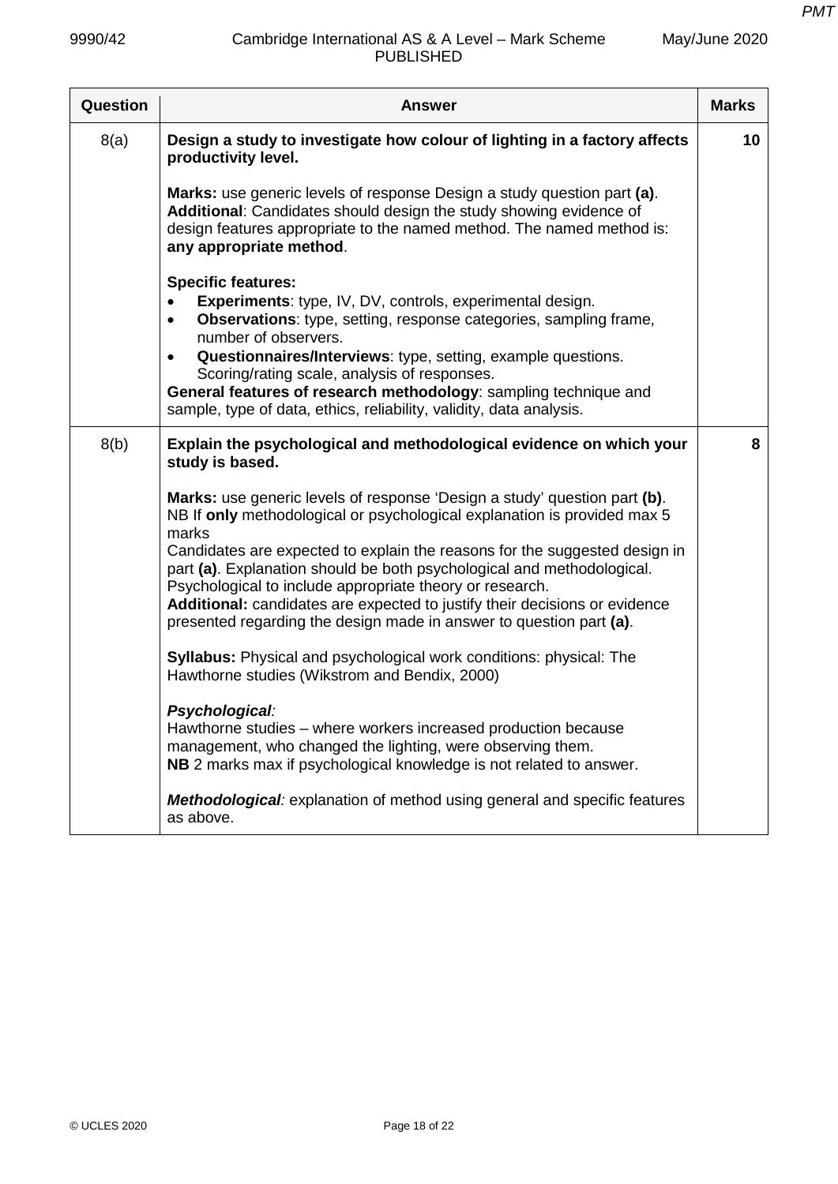| Question | Answer | Marks |
|---|---|---|
| 8(a) | **Design a study to investigate how colour of lighting in a factory affects productivity level.**<br><br>**Marks:** use generic levels of response Design a study question part **(a)**. **Additional**: Candidates should design the study showing evidence of design features appropriate to the named method. The named method is: **any appropriate method**.<br><br>**Specific features:**<br>• **Experiments**: type, IV, DV, controls, experimental design.<br>• **Observations**: type, setting, response categories, sampling frame, number of observers.<br>• **Questionnaires/Interviews**: type, setting, example questions. Scoring/rating scale, analysis of responses.<br>**General features of research methodology**: sampling technique and sample, type of data, ethics, reliability, validity, data analysis. | 10 |
| 8(b) | **Explain the psychological and methodological evidence on which your study is based.**<br><br>**Marks:** use generic levels of response 'Design a study' question part **(b)**. NB If **only** methodological or psychological explanation is provided max 5 marks<br>Candidates are expected to explain the reasons for the suggested design in part **(a)**. Explanation should be both psychological and methodological. Psychological to include appropriate theory or research.<br>**Additional:** candidates are expected to justify their decisions or evidence presented regarding the design made in answer to question part **(a)**.<br><br>**Syllabus:** Physical and psychological work conditions: physical: The Hawthorne studies (Wikstrom and Bendix, 2000)<br><br>***Psychological**:*<br>Hawthorne studies – where workers increased production because management, who changed the lighting, were observing them.<br>**NB** 2 marks max if psychological knowledge is not related to answer.<br><br>***Methodological**:* explanation of method using general and specific features as above. | 8 |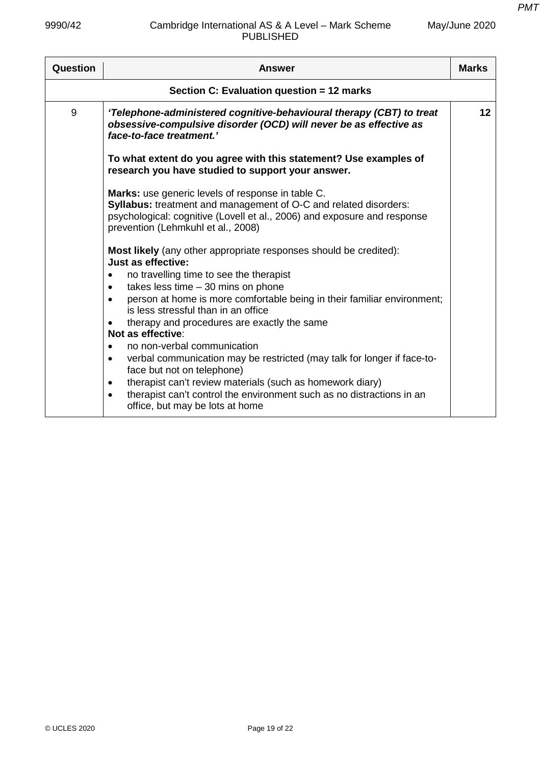| Question | Answer | Marks |
|---|---|---|
| | **Section C: Evaluation question = 12 marks** | |
| 9 | ***'Telephone-administered cognitive-behavioural therapy (CBT) to treat obsessive-compulsive disorder (OCD) will never be as effective as face-to-face treatment.'***<br><br>**To what extent do you agree with this statement? Use examples of research you have studied to support your answer.**<br><br>**Marks:** use generic levels of response in table C.<br>**Syllabus:** treatment and management of O-C and related disorders: psychological: cognitive (Lovell et al., 2006) and exposure and response prevention (Lehmkuhl et al., 2008)<br><br>**Most likely** (any other appropriate responses should be credited):<br>**Just as effective:**<br>• no travelling time to see the therapist<br>• takes less time – 30 mins on phone<br>• person at home is more comfortable being in their familiar environment; is less stressful than in an office<br>• therapy and procedures are exactly the same<br>**Not as effective**:<br>• no non-verbal communication<br>• verbal communication may be restricted (may talk for longer if face-to-face but not on telephone)<br>• therapist can't review materials (such as homework diary)<br>• therapist can't control the environment such as no distractions in an office, but may be lots at home | 12 |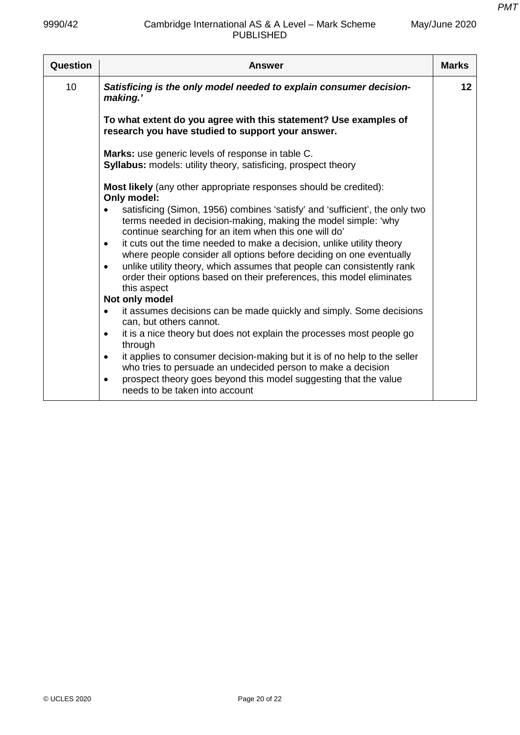| Question | Answer | Marks |
|---|---|---|
| 10 | ***Satisficing is the only model needed to explain consumer decision-making.'***<br><br>**To what extent do you agree with this statement? Use examples of research you have studied to support your answer.**<br><br>**Marks:** use generic levels of response in table C.<br>**Syllabus:** models: utility theory, satisficing, prospect theory<br><br>**Most likely** (any other appropriate responses should be credited):<br>**Only model:**<br>• satisficing (Simon, 1956) combines 'satisfy' and 'sufficient', the only two terms needed in decision-making, making the model simple: 'why continue searching for an item when this one will do'<br>• it cuts out the time needed to make a decision, unlike utility theory where people consider all options before deciding on one eventually<br>• unlike utility theory, which assumes that people can consistently rank order their options based on their preferences, this model eliminates this aspect<br>**Not only model**<br>• it assumes decisions can be made quickly and simply. Some decisions can, but others cannot.<br>• it is a nice theory but does not explain the processes most people go through<br>• it applies to consumer decision-making but it is of no help to the seller who tries to persuade an undecided person to make a decision<br>• prospect theory goes beyond this model suggesting that the value needs to be taken into account | 12 |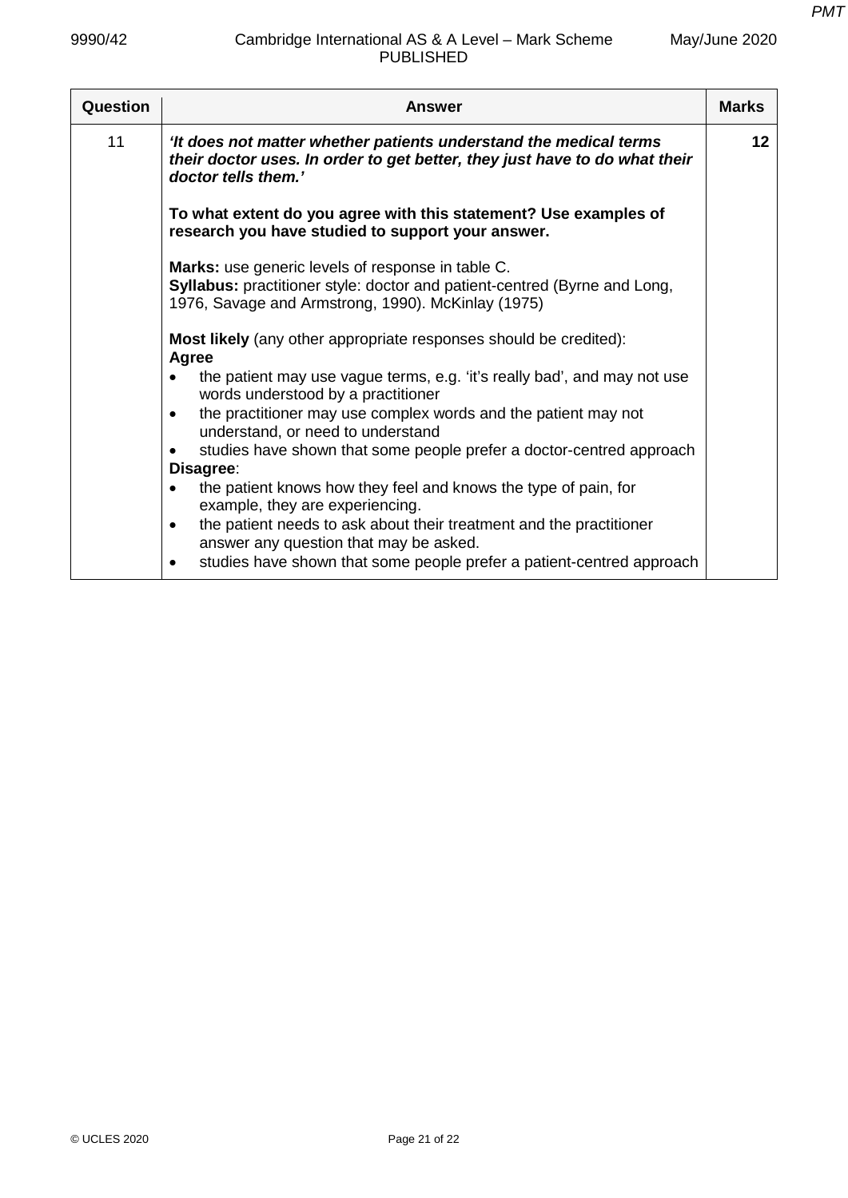| Question | Answer | Marks |
|---|---|---|
| 11 | ***'It does not matter whether patients understand the medical terms their doctor uses. In order to get better, they just have to do what their doctor tells them.'***<br><br>**To what extent do you agree with this statement? Use examples of research you have studied to support your answer.**<br><br>**Marks:** use generic levels of response in table C.<br>**Syllabus:** practitioner style: doctor and patient-centred (Byrne and Long, 1976, Savage and Armstrong, 1990). McKinlay (1975)<br><br>**Most likely** (any other appropriate responses should be credited):<br>**Agree**<br>• the patient may use vague terms, e.g. 'it's really bad', and may not use words understood by a practitioner<br>• the practitioner may use complex words and the patient may not understand, or need to understand<br>• studies have shown that some people prefer a doctor-centred approach<br>**Disagree**:<br>• the patient knows how they feel and knows the type of pain, for example, they are experiencing.<br>• the patient needs to ask about their treatment and the practitioner answer any question that may be asked.<br>• studies have shown that some people prefer a patient-centred approach | 12 |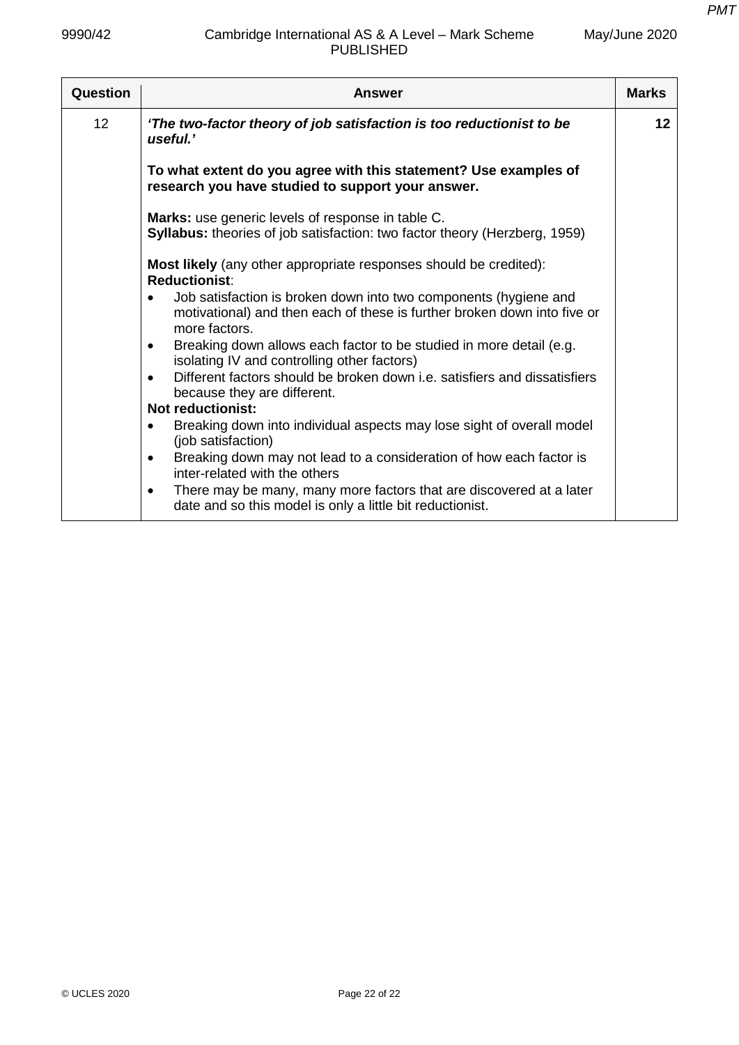| Question | Answer | Marks |
|---|---|---|
| 12 | ***'The two-factor theory of job satisfaction is too reductionist to be useful.'***<br><br>**To what extent do you agree with this statement? Use examples of research you have studied to support your answer.**<br><br>**Marks:** use generic levels of response in table C.<br>**Syllabus:** theories of job satisfaction: two factor theory (Herzberg, 1959)<br><br>**Most likely** (any other appropriate responses should be credited):<br>**Reductionist**:<br>• Job satisfaction is broken down into two components (hygiene and motivational) and then each of these is further broken down into five or more factors.<br>• Breaking down allows each factor to be studied in more detail (e.g. isolating IV and controlling other factors)<br>• Different factors should be broken down i.e. satisfiers and dissatisfiers because they are different.<br>**Not reductionist:**<br>• Breaking down into individual aspects may lose sight of overall model (job satisfaction)<br>• Breaking down may not lead to a consideration of how each factor is inter-related with the others<br>• There may be many, many more factors that are discovered at a later date and so this model is only a little bit reductionist. | 12 |